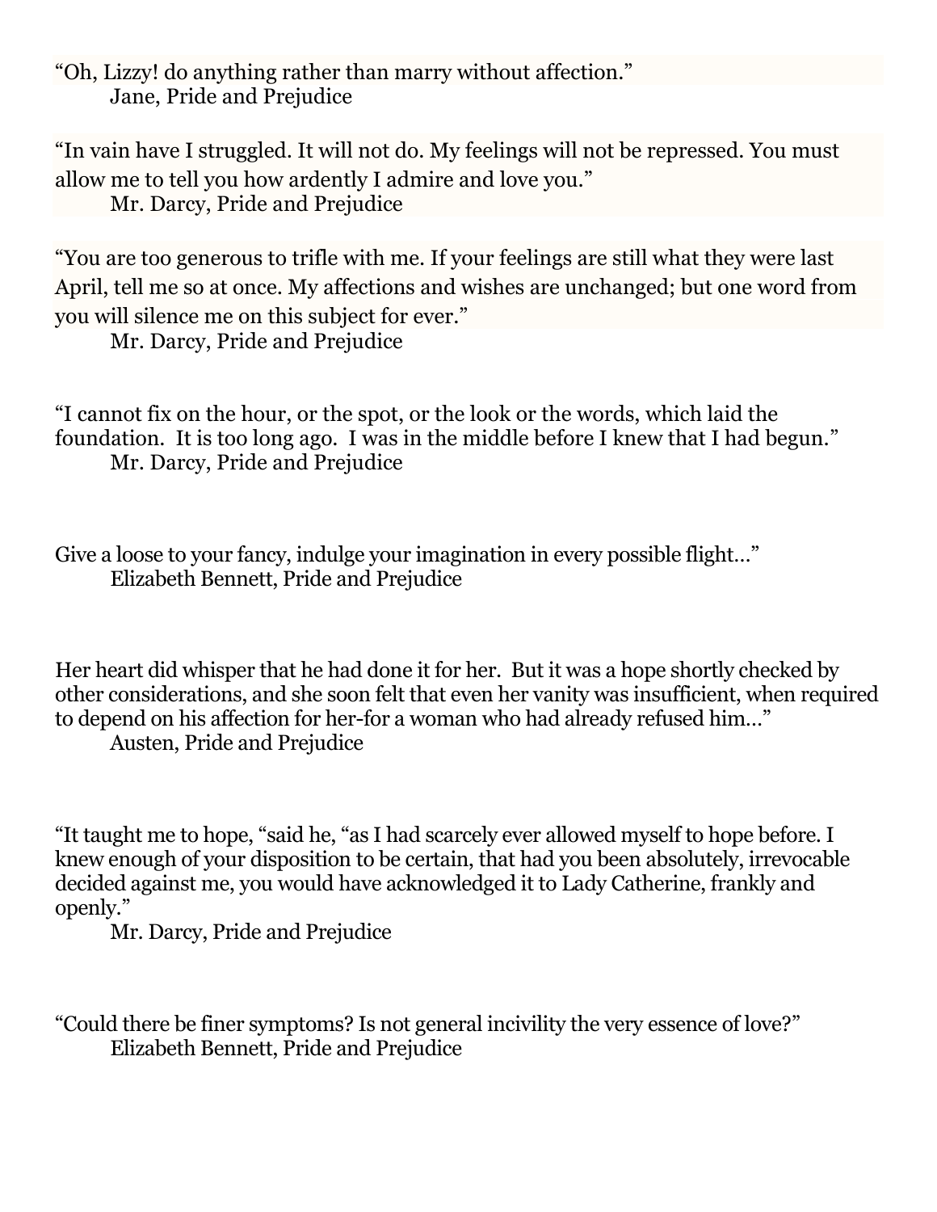"Oh, Lizzy! do anything rather than marry without affection."
Jane, Pride and Prejudice

"In vain have I struggled. It will not do. My feelings will not be repressed. You must allow me to tell you how ardently I admire and love you."
Mr. Darcy, Pride and Prejudice

"You are too generous to trifle with me. If your feelings are still what they were last April, tell me so at once. My affections and wishes are unchanged; but one word from you will silence me on this subject for ever."
Mr. Darcy, Pride and Prejudice

"I cannot fix on the hour, or the spot, or the look or the words, which laid the foundation. It is too long ago. I was in the middle before I knew that I had begun."
Mr. Darcy, Pride and Prejudice

Give a loose to your fancy, indulge your imagination in every possible flight…"
Elizabeth Bennett, Pride and Prejudice

Her heart did whisper that he had done it for her. But it was a hope shortly checked by other considerations, and she soon felt that even her vanity was insufficient, when required to depend on his affection for her-for a woman who had already refused him…"
Austen, Pride and Prejudice

"It taught me to hope, "said he, "as I had scarcely ever allowed myself to hope before. I knew enough of your disposition to be certain, that had you been absolutely, irrevocable decided against me, you would have acknowledged it to Lady Catherine, frankly and openly."
Mr. Darcy, Pride and Prejudice

"Could there be finer symptoms? Is not general incivility the very essence of love?"
Elizabeth Bennett, Pride and Prejudice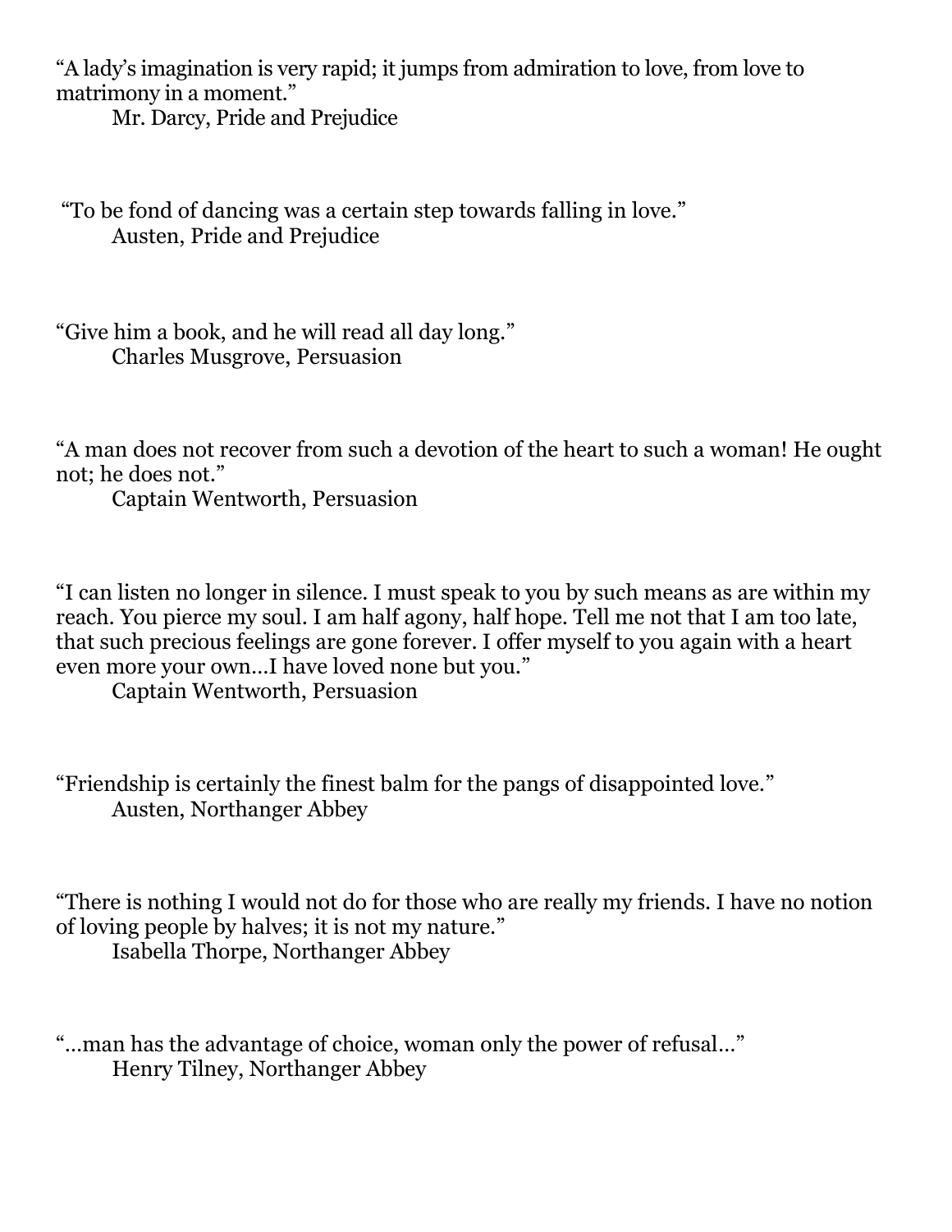"A lady's imagination is very rapid; it jumps from admiration to love, from love to matrimony in a moment."

Mr. Darcy, Pride and Prejudice

"To be fond of dancing was a certain step towards falling in love."

Austen, Pride and Prejudice

"Give him a book, and he will read all day long."

Charles Musgrove, Persuasion

"A man does not recover from such a devotion of the heart to such a woman! He ought not; he does not."

Captain Wentworth, Persuasion

"I can listen no longer in silence. I must speak to you by such means as are within my reach. You pierce my soul. I am half agony, half hope. Tell me not that I am too late, that such precious feelings are gone forever. I offer myself to you again with a heart even more your own…I have loved none but you."

Captain Wentworth, Persuasion

"Friendship is certainly the finest balm for the pangs of disappointed love."

Austen, Northanger Abbey

"There is nothing I would not do for those who are really my friends. I have no notion of loving people by halves; it is not my nature."

Isabella Thorpe, Northanger Abbey

"…man has the advantage of choice, woman only the power of refusal…"

Henry Tilney, Northanger Abbey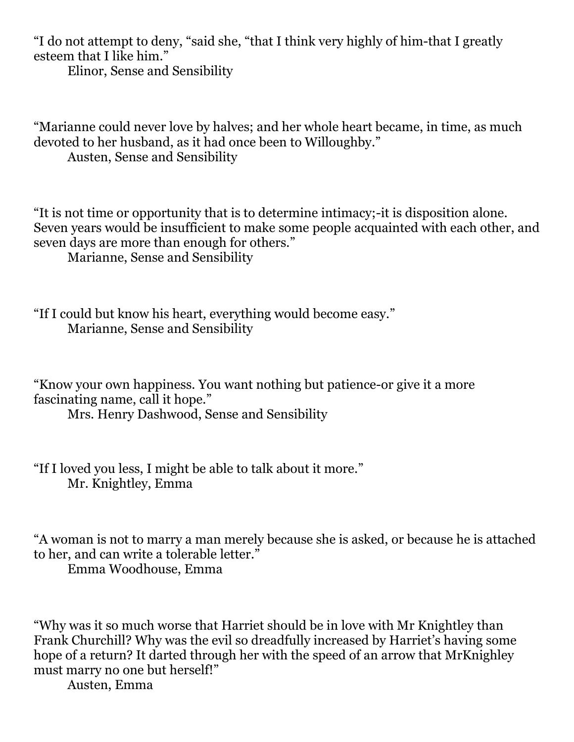“I do not attempt to deny, “said she, “that I think very highly of him-that I greatly esteem that I like him.”

Elinor, Sense and Sensibility

“Marianne could never love by halves; and her whole heart became, in time, as much devoted to her husband, as it had once been to Willoughby.”

Austen, Sense and Sensibility

“It is not time or opportunity that is to determine intimacy;-it is disposition alone. Seven years would be insufficient to make some people acquainted with each other, and seven days are more than enough for others.”

Marianne, Sense and Sensibility

“If I could but know his heart, everything would become easy.”

Marianne, Sense and Sensibility

“Know your own happiness. You want nothing but patience-or give it a more fascinating name, call it hope.”

Mrs. Henry Dashwood, Sense and Sensibility

“If I loved you less, I might be able to talk about it more.”

Mr. Knightley, Emma

“A woman is not to marry a man merely because she is asked, or because he is attached to her, and can write a tolerable letter.”

Emma Woodhouse, Emma

“Why was it so much worse that Harriet should be in love with Mr Knightley than Frank Churchill? Why was the evil so dreadfully increased by Harriet’s having some hope of a return? It darted through her with the speed of an arrow that MrKnighley must marry no one but herself!”

Austen, Emma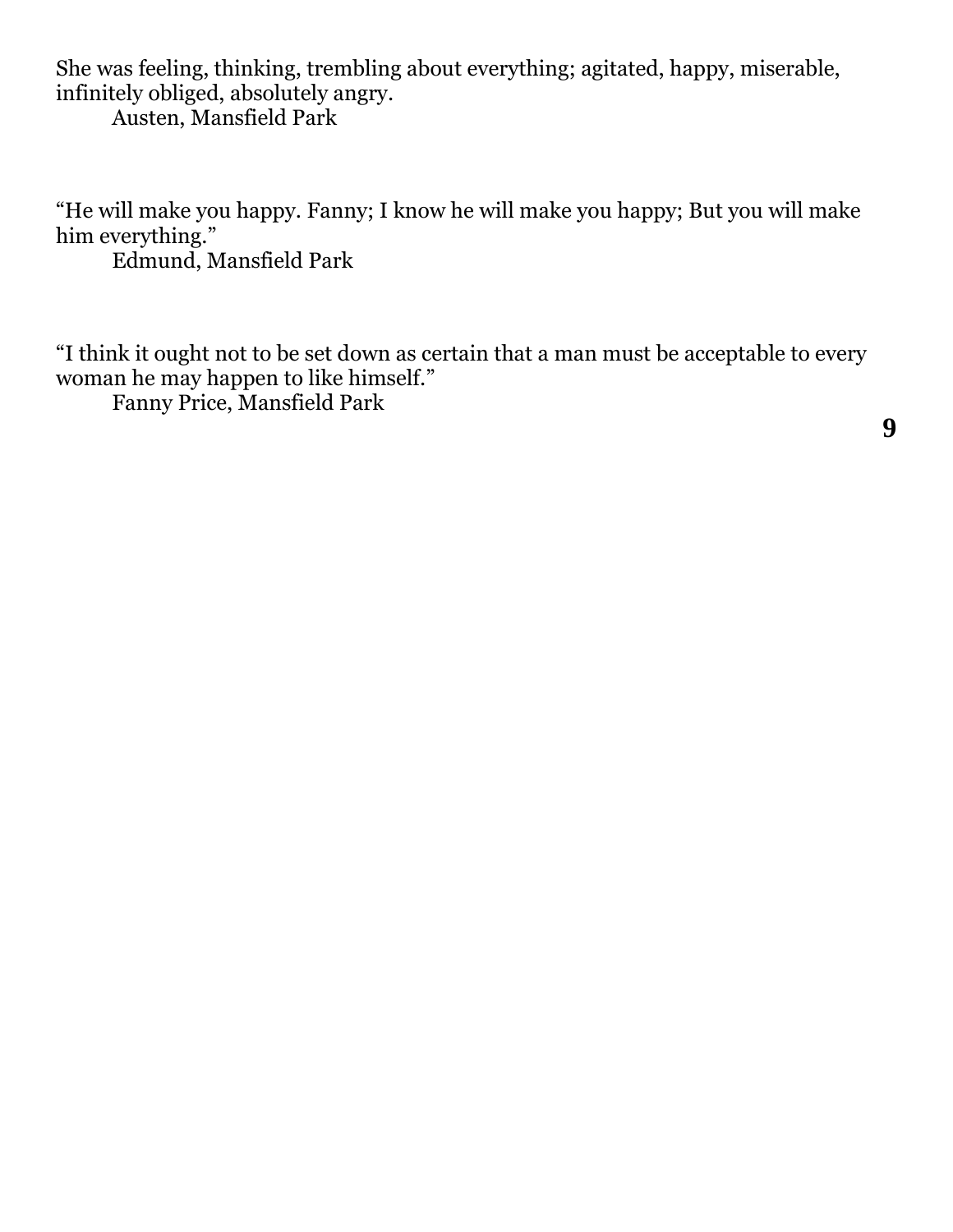She was feeling, thinking, trembling about everything; agitated, happy, miserable, infinitely obliged, absolutely angry.

Austen, Mansfield Park

"He will make you happy. Fanny; I know he will make you happy; But you will make him everything."

Edmund, Mansfield Park

"I think it ought not to be set down as certain that a man must be acceptable to every woman he may happen to like himself."

Fanny Price, Mansfield Park